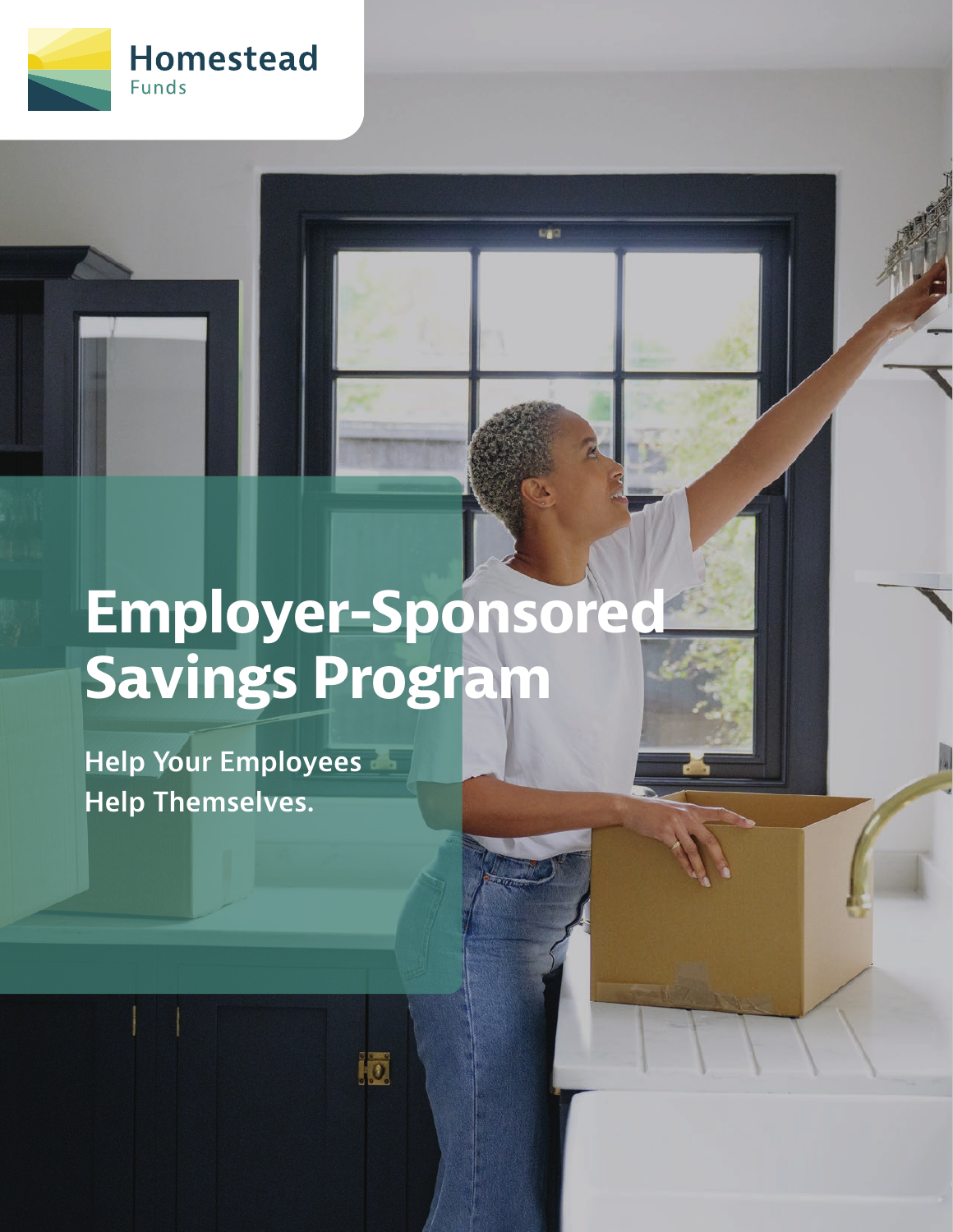Homestead Funds

# Employer-Sponsored Savings Program

**Help Your Employees Help Themselves.**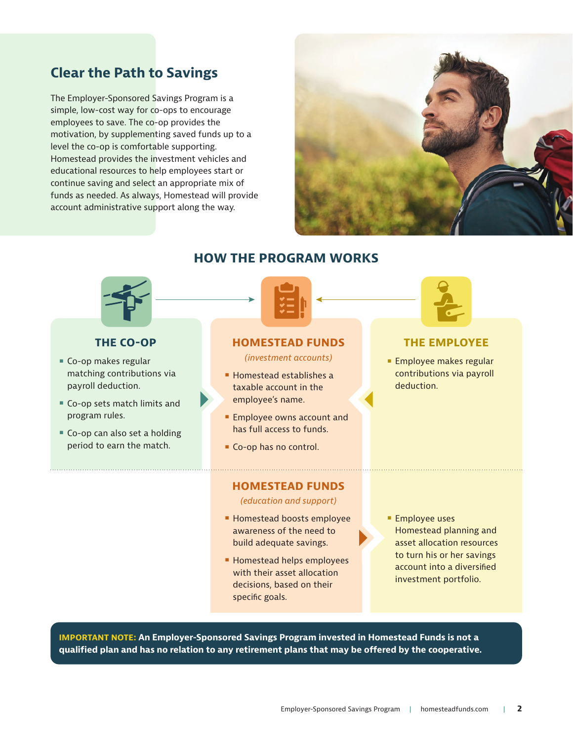## Clear the Path to Savings

The Employer-Sponsored Savings Program is a simple, low-cost way for co-ops to encourage employees to save. The co-op provides the motivation, by supplementing saved funds up to a level the co-op is comfortable supporting. Homestead provides the investment vehicles and educational resources to help employees start or continue saving and select an appropriate mix of funds as needed. As always, Homestead will provide account administrative support along the way.

## HOW THE PROGRAM WORKS

### THE CO-OP

- Co-op makes regular matching contributions via payroll deduction.
- Co-op sets match limits and program rules.
- Co-op can also set a holding period to earn the match.

### HOMESTEAD FUNDS

*(investment accounts)*

- Homestead establishes a taxable account in the employee's name.
- Employee owns account and has full access to funds.
- Co-op has no control.

### THE EMPLOYEE

- Employee makes regular contributions via payroll deduction.

### HOMESTEAD FUNDS

*(education and support)*

- Homestead boosts employee awareness of the need to build adequate savings.
- Homestead helps employees with their asset allocation decisions, based on their specific goals.

### THE EMPLOYEE

- Employee uses Homestead planning and asset allocation resources to turn his or her savings account into a diversified investment portfolio.

**IMPORTANT NOTE: An Employer-Sponsored Savings Program invested in Homestead Funds is not a qualified plan and has no relation to any retirement plans that may be offered by the cooperative.**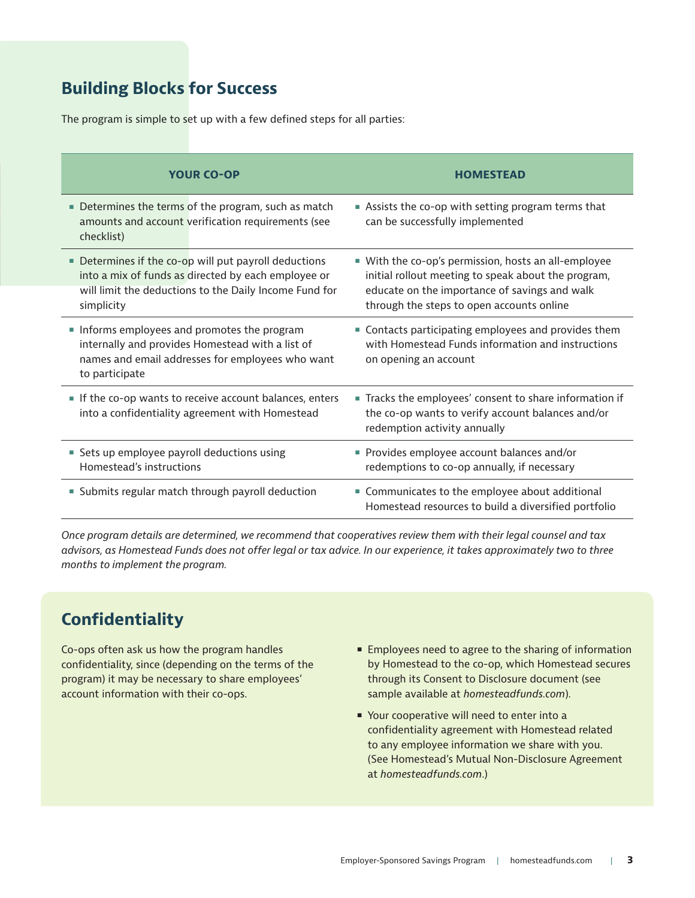## Building Blocks for Success

The program is simple to set up with a few defined steps for all parties:

| YOUR CO-OP | HOMESTEAD |
|---|---|
| ▪ Determines the terms of the program, such as match amounts and account verification requirements (see checklist) | ▪ Assists the co-op with setting program terms that can be successfully implemented |
| ▪ Determines if the co-op will put payroll deductions into a mix of funds as directed by each employee or will limit the deductions to the Daily Income Fund for simplicity | ▪ With the co-op's permission, hosts an all-employee initial rollout meeting to speak about the program, educate on the importance of savings and walk through the steps to open accounts online |
| ▪ Informs employees and promotes the program internally and provides Homestead with a list of names and email addresses for employees who want to participate | ▪ Contacts participating employees and provides them with Homestead Funds information and instructions on opening an account |
| ▪ If the co-op wants to receive account balances, enters into a confidentiality agreement with Homestead | ▪ Tracks the employees' consent to share information if the co-op wants to verify account balances and/or redemption activity annually |
| ▪ Sets up employee payroll deductions using Homestead's instructions | ▪ Provides employee account balances and/or redemptions to co-op annually, if necessary |
| ▪ Submits regular match through payroll deduction | ▪ Communicates to the employee about additional Homestead resources to build a diversified portfolio |

*Once program details are determined, we recommend that cooperatives review them with their legal counsel and tax advisors, as Homestead Funds does not offer legal or tax advice. In our experience, it takes approximately two to three months to implement the program.*

## Confidentiality

Co-ops often ask us how the program handles confidentiality, since (depending on the terms of the program) it may be necessary to share employees' account information with their co-ops.

- Employees need to agree to the sharing of information by Homestead to the co-op, which Homestead secures through its Consent to Disclosure document (see sample available at *homesteadfunds.com*).
- Your cooperative will need to enter into a confidentiality agreement with Homestead related to any employee information we share with you. (See Homestead's Mutual Non-Disclosure Agreement at *homesteadfunds.com*.)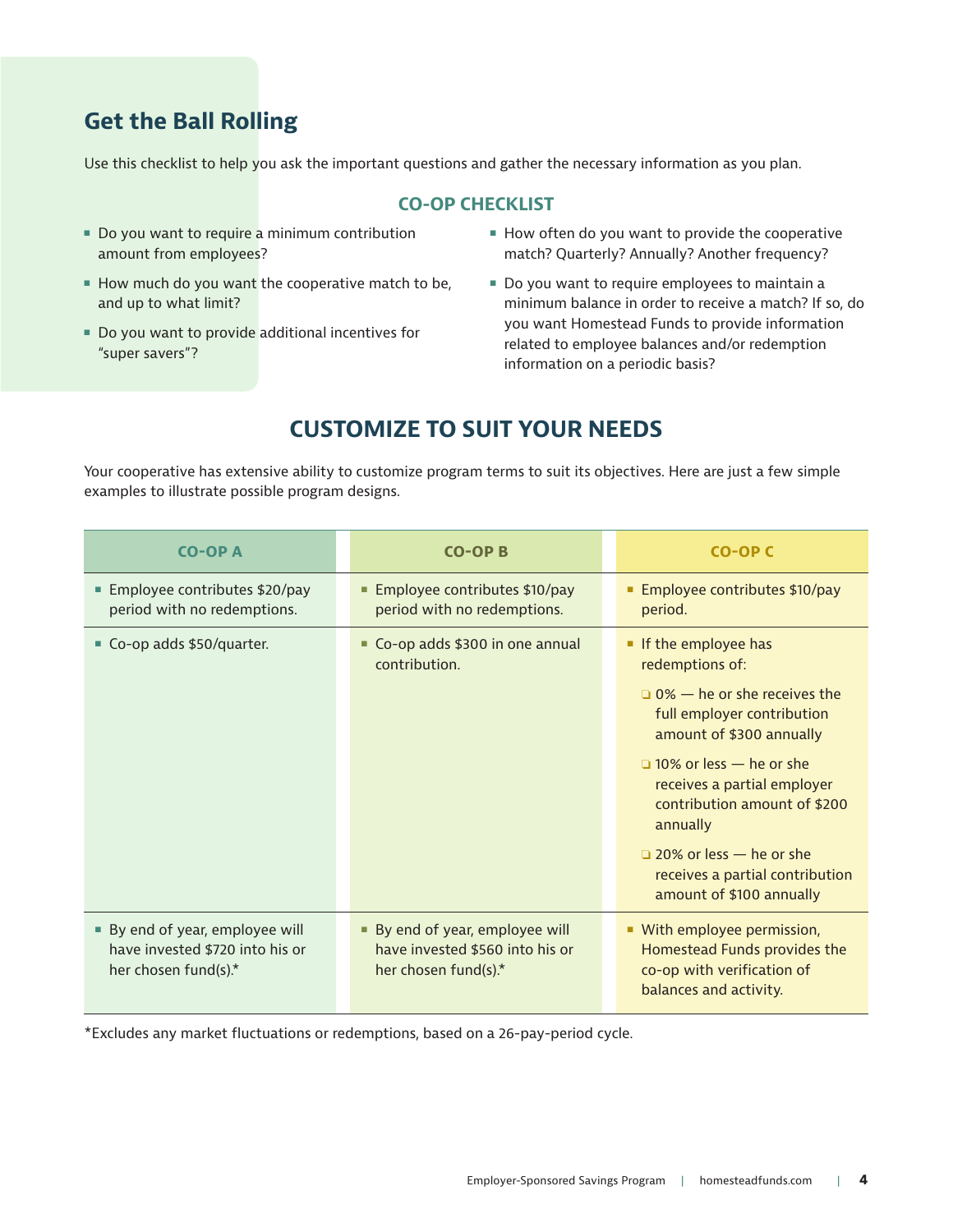## Get the Ball Rolling

Use this checklist to help you ask the important questions and gather the necessary information as you plan.

### CO-OP CHECKLIST

- Do you want to require a minimum contribution amount from employees?
- How much do you want the cooperative match to be, and up to what limit?
- Do you want to provide additional incentives for "super savers"?
- How often do you want to provide the cooperative match? Quarterly? Annually? Another frequency?
- Do you want to require employees to maintain a minimum balance in order to receive a match? If so, do you want Homestead Funds to provide information related to employee balances and/or redemption information on a periodic basis?

## CUSTOMIZE TO SUIT YOUR NEEDS

Your cooperative has extensive ability to customize program terms to suit its objectives. Here are just a few simple examples to illustrate possible program designs.

| CO-OP A | CO-OP B | CO-OP C |
| --- | --- | --- |
| Employee contributes $20/pay period with no redemptions. | Employee contributes $10/pay period with no redemptions. | Employee contributes $10/pay period. |
| Co-op adds $50/quarter. | Co-op adds $300 in one annual contribution. | If the employee has redemptions of:<br>❑ 0% — he or she receives the full employer contribution amount of $300 annually<br>❑ 10% or less — he or she receives a partial employer contribution amount of $200 annually<br>❑ 20% or less — he or she receives a partial contribution amount of $100 annually |
| By end of year, employee will have invested $720 into his or her chosen fund(s).* | By end of year, employee will have invested $560 into his or her chosen fund(s).* | With employee permission, Homestead Funds provides the co-op with verification of balances and activity. |

*Excludes any market fluctuations or redemptions, based on a 26-pay-period cycle.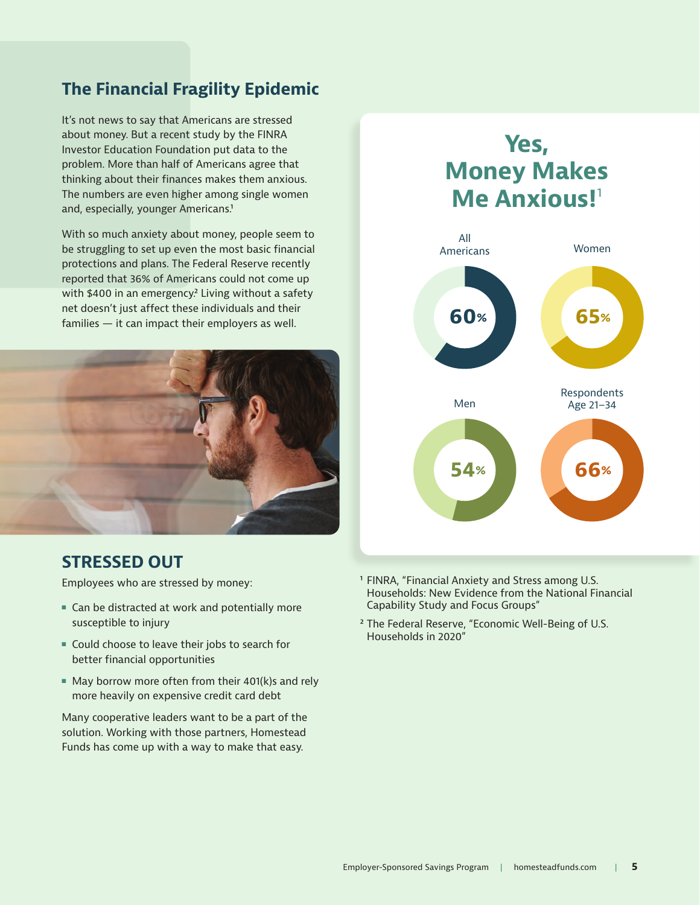## The Financial Fragility Epidemic

It's not news to say that Americans are stressed about money. But a recent study by the FINRA Investor Education Foundation put data to the problem. More than half of Americans agree that thinking about their finances makes them anxious. The numbers are even higher among single women and, especially, younger Americans.[1]

With so much anxiety about money, people seem to be struggling to set up even the most basic financial protections and plans. The Federal Reserve recently reported that 36% of Americans could not come up with $400 in an emergency.[2] Living without a safety net doesn't just affect these individuals and their families — it can impact their employers as well.

## STRESSED OUT

Employees who are stressed by money:

- Can be distracted at work and potentially more susceptible to injury
- Could choose to leave their jobs to search for better financial opportunities
- May borrow more often from their 401(k)s and rely more heavily on expensive credit card debt

Many cooperative leaders want to be a part of the solution. Working with those partners, Homestead Funds has come up with a way to make that easy.

## Yes, Money Makes Me Anxious![1]

| Group | Percentage |
| --- | --- |
| All Americans | 60% |
| Women | 65% |
| Men | 54% |
| Respondents Age 21–34 | 66% |

[1] FINRA, "Financial Anxiety and Stress among U.S. Households: New Evidence from the National Financial Capability Study and Focus Groups"

[2] The Federal Reserve, "Economic Well-Being of U.S. Households in 2020"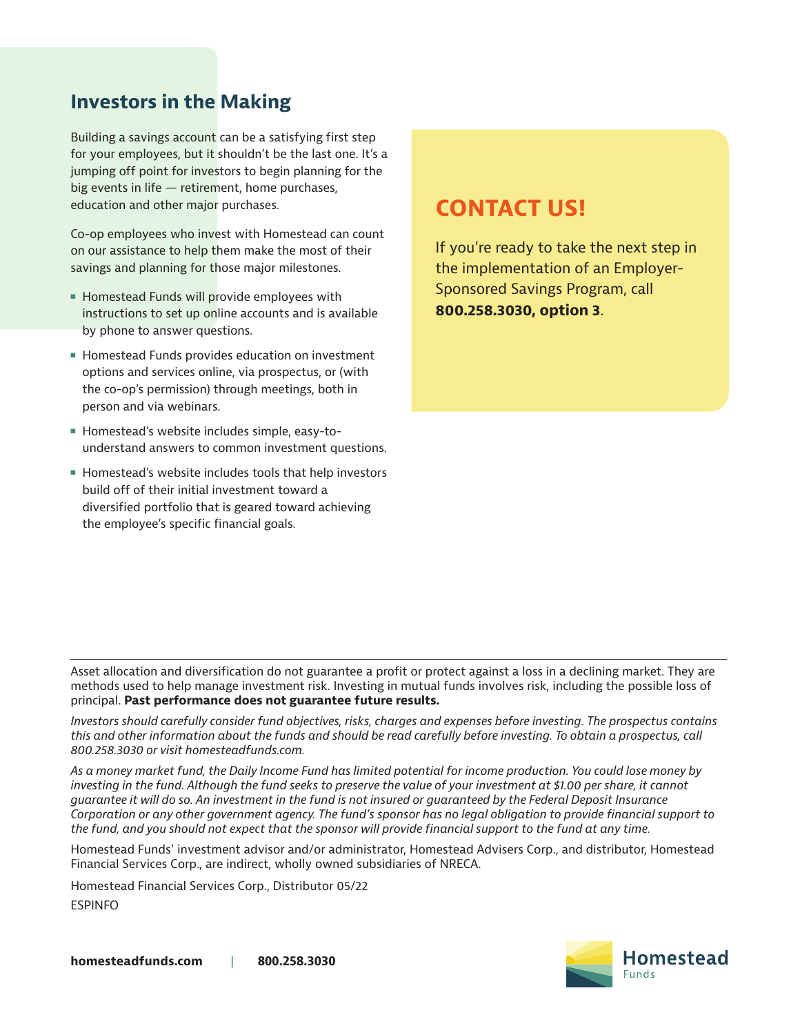## Investors in the Making

Building a savings account can be a satisfying first step for your employees, but it shouldn't be the last one. It's a jumping off point for investors to begin planning for the big events in life — retirement, home purchases, education and other major purchases.

Co-op employees who invest with Homestead can count on our assistance to help them make the most of their savings and planning for those major milestones.

- Homestead Funds will provide employees with instructions to set up online accounts and is available by phone to answer questions.
- Homestead Funds provides education on investment options and services online, via prospectus, or (with the co-op's permission) through meetings, both in person and via webinars.
- Homestead's website includes simple, easy-to-understand answers to common investment questions.
- Homestead's website includes tools that help investors build off of their initial investment toward a diversified portfolio that is geared toward achieving the employee's specific financial goals.

## CONTACT US!

If you're ready to take the next step in the implementation of an Employer-Sponsored Savings Program, call **800.258.3030, option 3**.

---

Asset allocation and diversification do not guarantee a profit or protect against a loss in a declining market. They are methods used to help manage investment risk. Investing in mutual funds involves risk, including the possible loss of principal. **Past performance does not guarantee future results.**

*Investors should carefully consider fund objectives, risks, charges and expenses before investing. The prospectus contains this and other information about the funds and should be read carefully before investing. To obtain a prospectus, call 800.258.3030 or visit homesteadfunds.com.*

*As a money market fund, the Daily Income Fund has limited potential for income production. You could lose money by investing in the fund. Although the fund seeks to preserve the value of your investment at $1.00 per share, it cannot guarantee it will do so. An investment in the fund is not insured or guaranteed by the Federal Deposit Insurance Corporation or any other government agency. The fund's sponsor has no legal obligation to provide financial support to the fund, and you should not expect that the sponsor will provide financial support to the fund at any time.*

Homestead Funds' investment advisor and/or administrator, Homestead Advisers Corp., and distributor, Homestead Financial Services Corp., are indirect, wholly owned subsidiaries of NRECA.

Homestead Financial Services Corp., Distributor 05/22

ESPINFO

**homesteadfunds.com** | **800.258.3030**

Homestead Funds